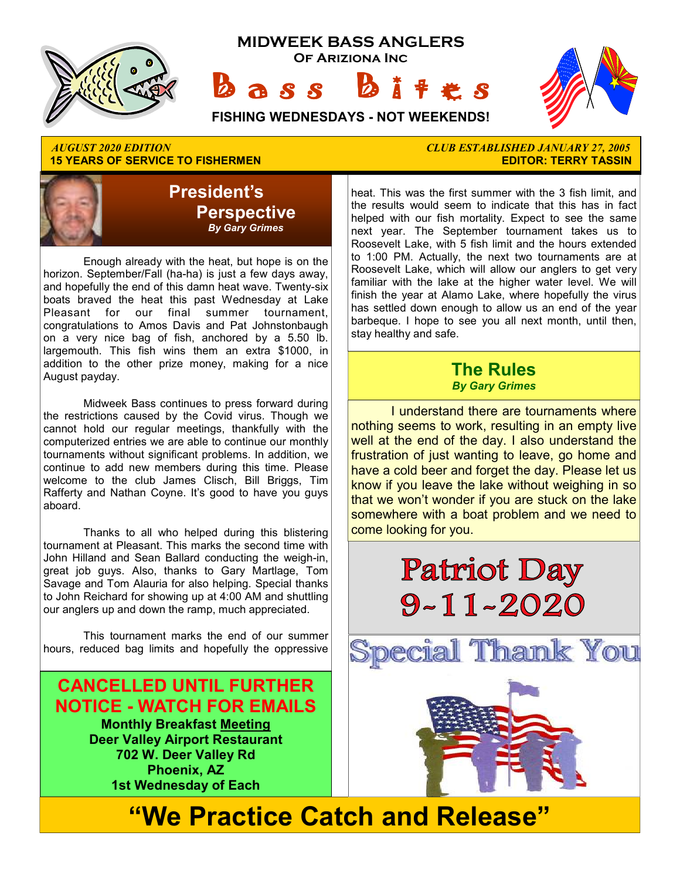# MIDWEEK BASS ANGLERS

**Of Arizona Inc**

# Bass Bites

**FISHING WEDNESDAYS - NOT WEEKENDS!**

*AUGUST 2020 EDITION*
**15 YEARS OF SERVICE TO FISHERMEN**

*CLUB ESTABLISHED JANUARY 27, 2005*
**EDITOR: TERRY TASSIN**

## President's Perspective

***By Gary Grimes***

Enough already with the heat, but hope is on the horizon. September/Fall (ha-ha) is just a few days away, and hopefully the end of this damn heat wave. Twenty-six boats braved the heat this past Wednesday at Lake Pleasant for our final summer tournament, congratulations to Amos Davis and Pat Johnstonbaugh on a very nice bag of fish, anchored by a 5.50 lb. largemouth. This fish wins them an extra $1000, in addition to the other prize money, making for a nice August payday.

Midweek Bass continues to press forward during the restrictions caused by the Covid virus. Though we cannot hold our regular meetings, thankfully with the computerized entries we are able to continue our monthly tournaments without significant problems. In addition, we continue to add new members during this time. Please welcome to the club James Clisch, Bill Briggs, Tim Rafferty and Nathan Coyne. It's good to have you guys aboard.

Thanks to all who helped during this blistering tournament at Pleasant. This marks the second time with John Hilland and Sean Ballard conducting the weigh-in, great job guys. Also, thanks to Gary Martlage, Tom Savage and Tom Alauria for also helping. Special thanks to John Reichard for showing up at 4:00 AM and shuttling our anglers up and down the ramp, much appreciated.

This tournament marks the end of our summer hours, reduced bag limits and hopefully the oppressive heat. This was the first summer with the 3 fish limit, and the results would seem to indicate that this has in fact helped with our fish mortality. Expect to see the same next year. The September tournament takes us to Roosevelt Lake, with 5 fish limit and the hours extended to 1:00 PM. Actually, the next two tournaments are at Roosevelt Lake, which will allow our anglers to get very familiar with the lake at the higher water level. We will finish the year at Alamo Lake, where hopefully the virus has settled down enough to allow us an end of the year barbeque. I hope to see you all next month, until then, stay healthy and safe.

**CANCELLED UNTIL FURTHER NOTICE - WATCH FOR EMAILS**

**Monthly Breakfast Meeting**
**Deer Valley Airport Restaurant**
**702 W. Deer Valley Rd**
**Phoenix, AZ**
**1st Wednesday of Each**

## The Rules

***By Gary Grimes***

I understand there are tournaments where nothing seems to work, resulting in an empty live well at the end of the day. I also understand the frustration of just wanting to leave, go home and have a cold beer and forget the day. Please let us know if you leave the lake without weighing in so that we won't wonder if you are stuck on the lake somewhere with a boat problem and we need to come looking for you.

## Patriot Day 9-11-2020

## Special Thank You

# "We Practice Catch and Release"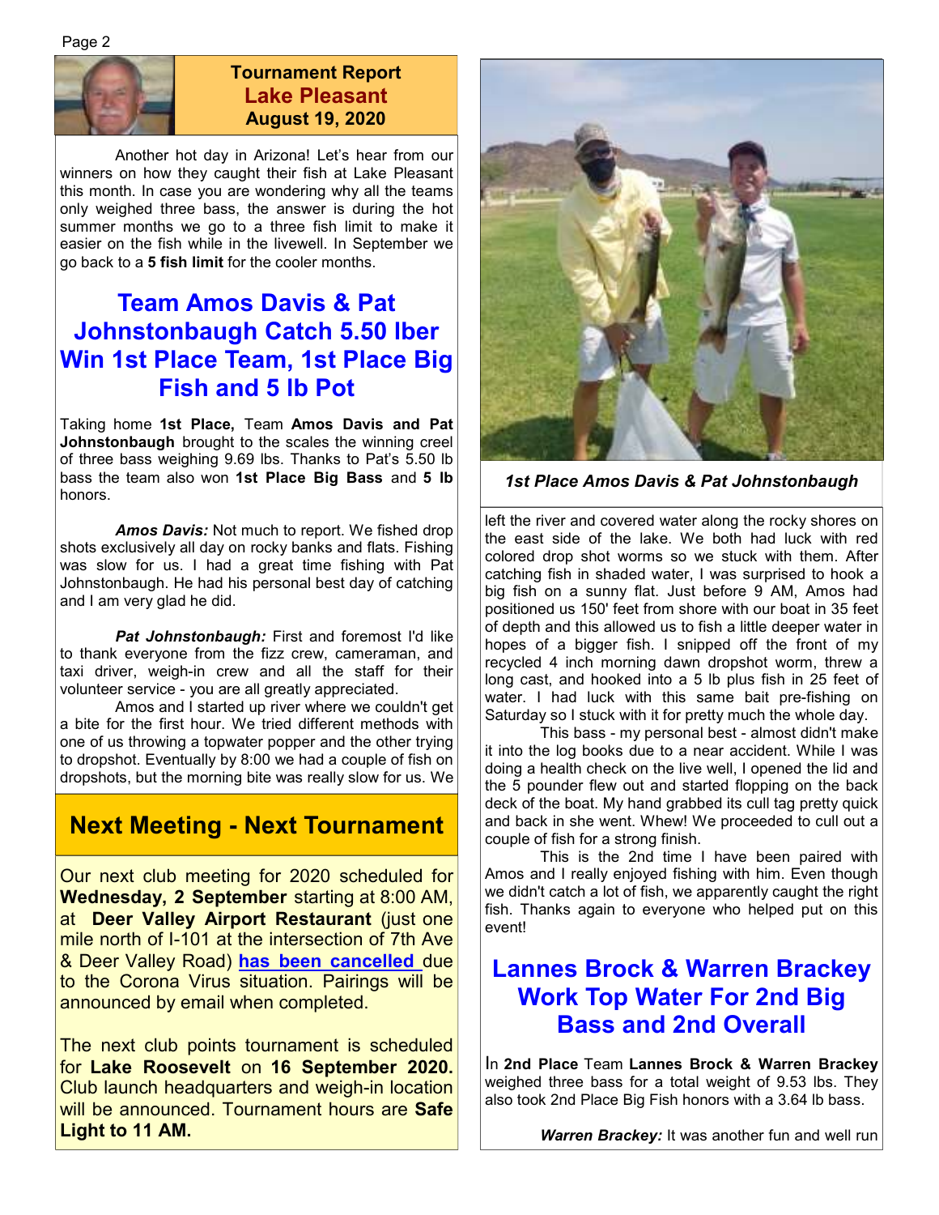## Tournament Report
## Lake Pleasant
### August 19, 2020

Another hot day in Arizona! Let's hear from our winners on how they caught their fish at Lake Pleasant this month. In case you are wondering why all the teams only weighed three bass, the answer is during the hot summer months we go to a three fish limit to make it easier on the fish while in the livewell. In September we go back to a **5 fish limit** for the cooler months.

## Team Amos Davis & Pat Johnstonbaugh Catch 5.50 lber Win 1st Place Team, 1st Place Big Fish and 5 lb Pot

Taking home **1st Place,** Team **Amos Davis and Pat Johnstonbaugh** brought to the scales the winning creel of three bass weighing 9.69 lbs. Thanks to Pat's 5.50 lb bass the team also won **1st Place Big Bass** and **5 lb** honors.

***Amos Davis:*** Not much to report. We fished drop shots exclusively all day on rocky banks and flats. Fishing was slow for us. I had a great time fishing with Pat Johnstonbaugh. He had his personal best day of catching and I am very glad he did.

***Pat Johnstonbaugh:*** First and foremost I'd like to thank everyone from the fizz crew, cameraman, and taxi driver, weigh-in crew and all the staff for their volunteer service - you are all greatly appreciated.

Amos and I started up river where we couldn't get a bite for the first hour. We tried different methods with one of us throwing a topwater popper and the other trying to dropshot. Eventually by 8:00 we had a couple of fish on dropshots, but the morning bite was really slow for us. We left the river and covered water along the rocky shores on the east side of the lake. We both had luck with red colored drop shot worms so we stuck with them. After catching fish in shaded water, I was surprised to hook a big fish on a sunny flat. Just before 9 AM, Amos had positioned us 150' feet from shore with our boat in 35 feet of depth and this allowed us to fish a little deeper water in hopes of a bigger fish. I snipped off the front of my recycled 4 inch morning dawn dropshot worm, threw a long cast, and hooked into a 5 lb plus fish in 25 feet of water. I had luck with this same bait pre-fishing on Saturday so I stuck with it for pretty much the whole day.

This bass - my personal best - almost didn't make it into the log books due to a near accident. While I was doing a health check on the live well, I opened the lid and the 5 pounder flew out and started flopping on the back deck of the boat. My hand grabbed its cull tag pretty quick and back in she went. Whew! We proceeded to cull out a couple of fish for a strong finish.

This is the 2nd time I have been paired with Amos and I really enjoyed fishing with him. Even though we didn't catch a lot of fish, we apparently caught the right fish. Thanks again to everyone who helped put on this event!

*1st Place Amos Davis & Pat Johnstonbaugh*

## Next Meeting - Next Tournament

Our next club meeting for 2020 scheduled for **Wednesday, 2 September** starting at 8:00 AM, at **Deer Valley Airport Restaurant** (just one mile north of I-101 at the intersection of 7th Ave & Deer Valley Road) **has been cancelled** due to the Corona Virus situation. Pairings will be announced by email when completed.

The next club points tournament is scheduled for **Lake Roosevelt** on **16 September 2020.** Club launch headquarters and weigh-in location will be announced. Tournament hours are **Safe Light to 11 AM.**

## Lannes Brock & Warren Brackey Work Top Water For 2nd Big Bass and 2nd Overall

In **2nd Place** Team **Lannes Brock & Warren Brackey** weighed three bass for a total weight of 9.53 lbs. They also took 2nd Place Big Fish honors with a 3.64 lb bass.

***Warren Brackey:*** It was another fun and well run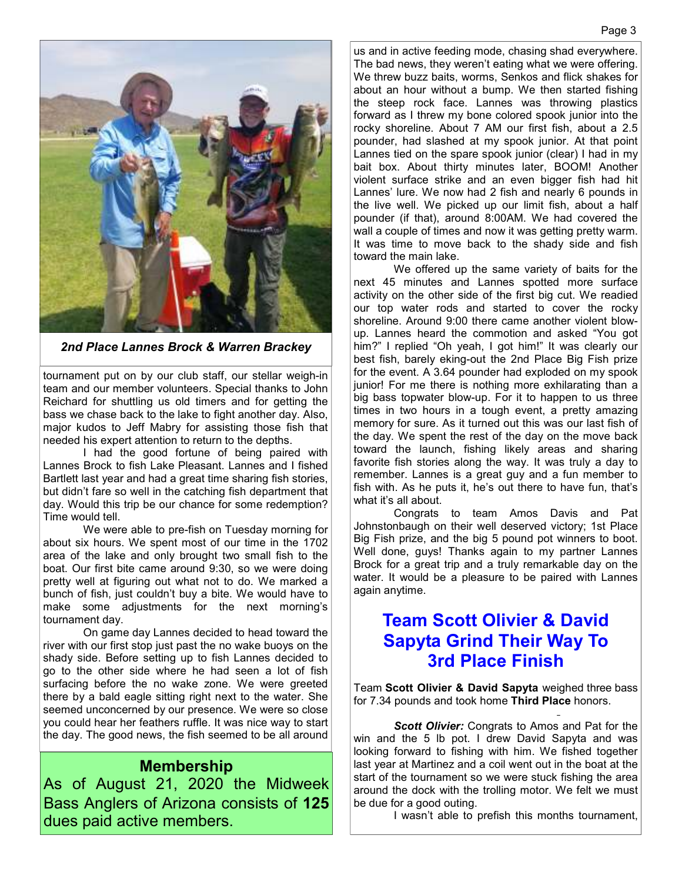*2nd Place Lannes Brock & Warren Brackey*

tournament put on by our club staff, our stellar weigh-in team and our member volunteers. Special thanks to John Reichard for shuttling us old timers and for getting the bass we chase back to the lake to fight another day. Also, major kudos to Jeff Mabry for assisting those fish that needed his expert attention to return to the depths.

I had the good fortune of being paired with Lannes Brock to fish Lake Pleasant. Lannes and I fished Bartlett last year and had a great time sharing fish stories, but didn't fare so well in the catching fish department that day. Would this trip be our chance for some redemption? Time would tell.

We were able to pre-fish on Tuesday morning for about six hours. We spent most of our time in the 1702 area of the lake and only brought two small fish to the boat. Our first bite came around 9:30, so we were doing pretty well at figuring out what not to do. We marked a bunch of fish, just couldn't buy a bite. We would have to make some adjustments for the next morning's tournament day.

On game day Lannes decided to head toward the river with our first stop just past the no wake buoys on the shady side. Before setting up to fish Lannes decided to go to the other side where he had seen a lot of fish surfacing before the no wake zone. We were greeted there by a bald eagle sitting right next to the water. She seemed unconcerned by our presence. We were so close you could hear her feathers ruffle. It was nice way to start the day. The good news, the fish seemed to be all around us and in active feeding mode, chasing shad everywhere. The bad news, they weren't eating what we were offering. We threw buzz baits, worms, Senkos and flick shakes for about an hour without a bump. We then started fishing the steep rock face. Lannes was throwing plastics forward as I threw my bone colored spook junior into the rocky shoreline. About 7 AM our first fish, about a 2.5 pounder, had slashed at my spook junior. At that point Lannes tied on the spare spook junior (clear) I had in my bait box. About thirty minutes later, BOOM! Another violent surface strike and an even bigger fish had hit Lannes' lure. We now had 2 fish and nearly 6 pounds in the live well. We picked up our limit fish, about a half pounder (if that), around 8:00AM. We had covered the wall a couple of times and now it was getting pretty warm. It was time to move back to the shady side and fish toward the main lake.

We offered up the same variety of baits for the next 45 minutes and Lannes spotted more surface activity on the other side of the first big cut. We readied our top water rods and started to cover the rocky shoreline. Around 9:00 there came another violent blow-up. Lannes heard the commotion and asked "You got him?" I replied "Oh yeah, I got him!" It was clearly our best fish, barely eking-out the 2nd Place Big Fish prize for the event. A 3.64 pounder had exploded on my spook junior! For me there is nothing more exhilarating than a big bass topwater blow-up. For it to happen to us three times in two hours in a tough event, a pretty amazing memory for sure. As it turned out this was our last fish of the day. We spent the rest of the day on the move back toward the launch, fishing likely areas and sharing favorite fish stories along the way. It was truly a day to remember. Lannes is a great guy and a fun member to fish with. As he puts it, he's out there to have fun, that's what it's all about.

Congrats to team Amos Davis and Pat Johnstonbaugh on their well deserved victory; 1st Place Big Fish prize, and the big 5 pound pot winners to boot. Well done, guys! Thanks again to my partner Lannes Brock for a great trip and a truly remarkable day on the water. It would be a pleasure to be paired with Lannes again anytime.

## Team Scott Olivier & David Sapyta Grind Their Way To 3rd Place Finish

Team **Scott Olivier & David Sapyta** weighed three bass for 7.34 pounds and took home **Third Place** honors.

***Scott Olivier:*** Congrats to Amos and Pat for the win and the 5 lb pot. I drew David Sapyta and was looking forward to fishing with him. We fished together last year at Martinez and a coil went out in the boat at the start of the tournament so we were stuck fishing the area around the dock with the trolling motor. We felt we must be due for a good outing.

I wasn't able to prefish this months tournament,

## Membership

As of August 21, 2020 the Midweek Bass Anglers of Arizona consists of **125** dues paid active members.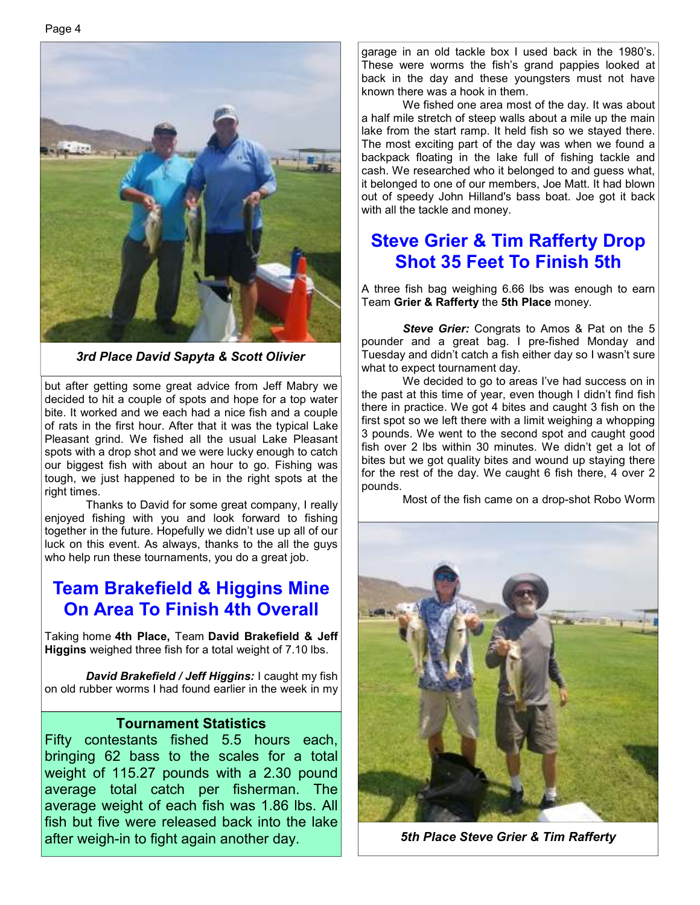*3rd Place David Sapyta & Scott Olivier*

but after getting some great advice from Jeff Mabry we decided to hit a couple of spots and hope for a top water bite. It worked and we each had a nice fish and a couple of rats in the first hour. After that it was the typical Lake Pleasant grind. We fished all the usual Lake Pleasant spots with a drop shot and we were lucky enough to catch our biggest fish with about an hour to go. Fishing was tough, we just happened to be in the right spots at the right times.

Thanks to David for some great company, I really enjoyed fishing with you and look forward to fishing together in the future. Hopefully we didn't use up all of our luck on this event. As always, thanks to the all the guys who help run these tournaments, you do a great job.

## Team Brakefield & Higgins Mine On Area To Finish 4th Overall

Taking home **4th Place,** Team **David Brakefield & Jeff Higgins** weighed three fish for a total weight of 7.10 lbs.

***David Brakefield / Jeff Higgins:*** I caught my fish on old rubber worms I had found earlier in the week in my garage in an old tackle box I used back in the 1980's. These were worms the fish's grand pappies looked at back in the day and these youngsters must not have known there was a hook in them.

We fished one area most of the day. It was about a half mile stretch of steep walls about a mile up the main lake from the start ramp. It held fish so we stayed there. The most exciting part of the day was when we found a backpack floating in the lake full of fishing tackle and cash. We researched who it belonged to and guess what, it belonged to one of our members, Joe Matt. It had blown out of speedy John Hilland's bass boat. Joe got it back with all the tackle and money.

**Tournament Statistics**

Fifty contestants fished 5.5 hours each, bringing 62 bass to the scales for a total weight of 115.27 pounds with a 2.30 pound average total catch per fisherman. The average weight of each fish was 1.86 lbs. All fish but five were released back into the lake after weigh-in to fight again another day.

## Steve Grier & Tim Rafferty Drop Shot 35 Feet To Finish 5th

A three fish bag weighing 6.66 lbs was enough to earn Team **Grier & Rafferty** the **5th Place** money.

***Steve Grier:*** Congrats to Amos & Pat on the 5 pounder and a great bag. I pre-fished Monday and Tuesday and didn't catch a fish either day so I wasn't sure what to expect tournament day.

We decided to go to areas I've had success on in the past at this time of year, even though I didn't find fish there in practice. We got 4 bites and caught 3 fish on the first spot so we left there with a limit weighing a whopping 3 pounds. We went to the second spot and caught good fish over 2 lbs within 30 minutes. We didn't get a lot of bites but we got quality bites and wound up staying there for the rest of the day. We caught 6 fish there, 4 over 2 pounds.

Most of the fish came on a drop-shot Robo Worm

*5th Place Steve Grier & Tim Rafferty*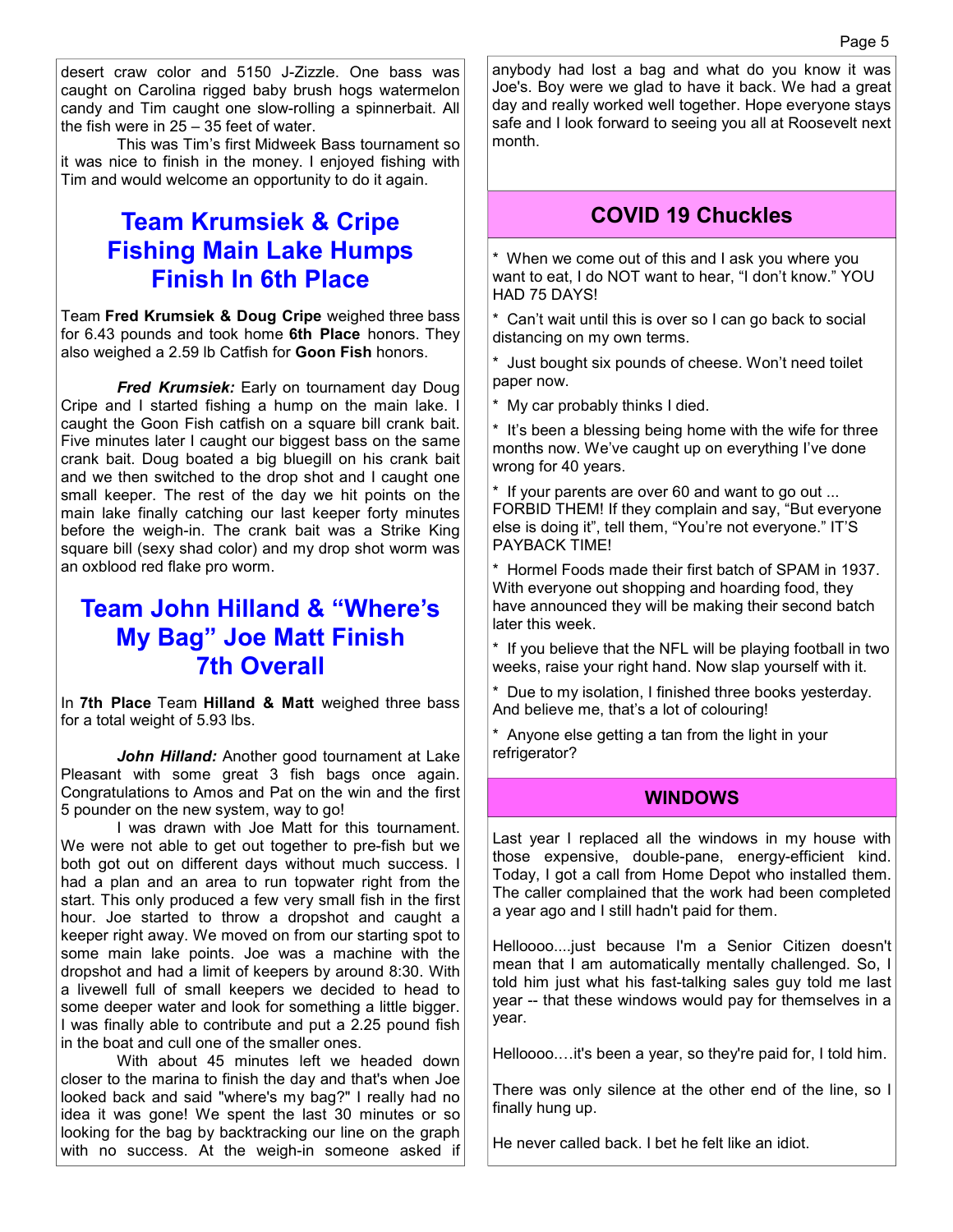desert craw color and 5150 J-Zizzle. One bass was caught on Carolina rigged baby brush hogs watermelon candy and Tim caught one slow-rolling a spinnerbait. All the fish were in 25 – 35 feet of water.

This was Tim's first Midweek Bass tournament so it was nice to finish in the money. I enjoyed fishing with Tim and would welcome an opportunity to do it again.

## Team Krumsiek & Cripe Fishing Main Lake Humps Finish In 6th Place

Team **Fred Krumsiek & Doug Cripe** weighed three bass for 6.43 pounds and took home **6th Place** honors. They also weighed a 2.59 lb Catfish for **Goon Fish** honors.

***Fred Krumsiek:*** Early on tournament day Doug Cripe and I started fishing a hump on the main lake. I caught the Goon Fish catfish on a square bill crank bait. Five minutes later I caught our biggest bass on the same crank bait. Doug boated a big bluegill on his crank bait and we then switched to the drop shot and I caught one small keeper. The rest of the day we hit points on the main lake finally catching our last keeper forty minutes before the weigh-in. The crank bait was a Strike King square bill (sexy shad color) and my drop shot worm was an oxblood red flake pro worm.

## Team John Hilland & "Where's My Bag" Joe Matt Finish 7th Overall

In **7th Place** Team **Hilland & Matt** weighed three bass for a total weight of 5.93 lbs.

***John Hilland:*** Another good tournament at Lake Pleasant with some great 3 fish bags once again. Congratulations to Amos and Pat on the win and the first 5 pounder on the new system, way to go!

I was drawn with Joe Matt for this tournament. We were not able to get out together to pre-fish but we both got out on different days without much success. I had a plan and an area to run topwater right from the start. This only produced a few very small fish in the first hour. Joe started to throw a dropshot and caught a keeper right away. We moved on from our starting spot to some main lake points. Joe was a machine with the dropshot and had a limit of keepers by around 8:30. With a livewell full of small keepers we decided to head to some deeper water and look for something a little bigger. I was finally able to contribute and put a 2.25 pound fish in the boat and cull one of the smaller ones.

With about 45 minutes left we headed down closer to the marina to finish the day and that's when Joe looked back and said "where's my bag?" I really had no idea it was gone! We spent the last 30 minutes or so looking for the bag by backtracking our line on the graph with no success. At the weigh-in someone asked if anybody had lost a bag and what do you know it was Joe's. Boy were we glad to have it back. We had a great day and really worked well together. Hope everyone stays safe and I look forward to seeing you all at Roosevelt next month.

## COVID 19 Chuckles

* When we come out of this and I ask you where you want to eat, I do NOT want to hear, "I don't know." YOU HAD 75 DAYS!
* Can't wait until this is over so I can go back to social distancing on my own terms.
* Just bought six pounds of cheese. Won't need toilet paper now.
* My car probably thinks I died.
* It's been a blessing being home with the wife for three months now. We've caught up on everything I've done wrong for 40 years.
* If your parents are over 60 and want to go out ... FORBID THEM! If they complain and say, "But everyone else is doing it", tell them, "You're not everyone." IT'S PAYBACK TIME!
* Hormel Foods made their first batch of SPAM in 1937. With everyone out shopping and hoarding food, they have announced they will be making their second batch later this week.
* If you believe that the NFL will be playing football in two weeks, raise your right hand. Now slap yourself with it.
* Due to my isolation, I finished three books yesterday. And believe me, that's a lot of colouring!
* Anyone else getting a tan from the light in your refrigerator?

## WINDOWS

Last year I replaced all the windows in my house with those expensive, double-pane, energy-efficient kind. Today, I got a call from Home Depot who installed them. The caller complained that the work had been completed a year ago and I still hadn't paid for them.

Helloooo....just because I'm a Senior Citizen doesn't mean that I am automatically mentally challenged. So, I told him just what his fast-talking sales guy told me last year -- that these windows would pay for themselves in a year.

Helloooo….it's been a year, so they're paid for, I told him.

There was only silence at the other end of the line, so I finally hung up.

He never called back. I bet he felt like an idiot.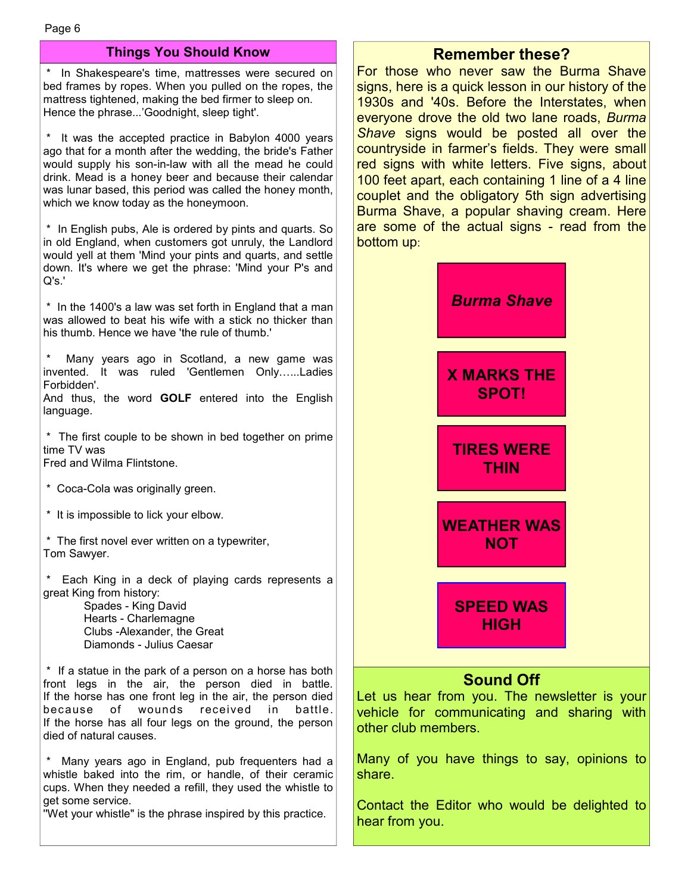## Things You Should Know

\* In Shakespeare's time, mattresses were secured on bed frames by ropes. When you pulled on the ropes, the mattress tightened, making the bed firmer to sleep on. Hence the phrase...'Goodnight, sleep tight'.

\* It was the accepted practice in Babylon 4000 years ago that for a month after the wedding, the bride's Father would supply his son-in-law with all the mead he could drink. Mead is a honey beer and because their calendar was lunar based, this period was called the honey month, which we know today as the honeymoon.

\* In English pubs, Ale is ordered by pints and quarts. So in old England, when customers got unruly, the Landlord would yell at them 'Mind your pints and quarts, and settle down. It's where we get the phrase: 'Mind your P's and Q's.'

\* In the 1400's a law was set forth in England that a man was allowed to beat his wife with a stick no thicker than his thumb. Hence we have 'the rule of thumb.'

\* Many years ago in Scotland, a new game was invented. It was ruled 'Gentlemen Only…...Ladies Forbidden'.
And thus, the word **GOLF** entered into the English language.

\* The first couple to be shown in bed together on prime time TV was
Fred and Wilma Flintstone.

\* Coca-Cola was originally green.

\* It is impossible to lick your elbow.

\* The first novel ever written on a typewriter,
Tom Sawyer.

\* Each King in a deck of playing cards represents a great King from history:

Spades - King David
Hearts - Charlemagne
Clubs -Alexander, the Great
Diamonds - Julius Caesar

\* If a statue in the park of a person on a horse has both front legs in the air, the person died in battle. If the horse has one front leg in the air, the person died because of wounds received in battle. If the horse has all four legs on the ground, the person died of natural causes.

\* Many years ago in England, pub frequenters had a whistle baked into the rim, or handle, of their ceramic cups. When they needed a refill, they used the whistle to get some service.
"Wet your whistle" is the phrase inspired by this practice.

## Remember these?

For those who never saw the Burma Shave signs, here is a quick lesson in our history of the 1930s and '40s. Before the Interstates, when everyone drove the old two lane roads, *Burma Shave* signs would be posted all over the countryside in farmer's fields. They were small red signs with white letters. Five signs, about 100 feet apart, each containing 1 line of a 4 line couplet and the obligatory 5th sign advertising Burma Shave, a popular shaving cream. Here are some of the actual signs - read from the bottom up:

***Burma Shave***

**X MARKS THE SPOT!**

**TIRES WERE THIN**

**WEATHER WAS NOT**

**SPEED WAS HIGH**

## Sound Off

Let us hear from you. The newsletter is your vehicle for communicating and sharing with other club members.

Many of you have things to say, opinions to share.

Contact the Editor who would be delighted to hear from you.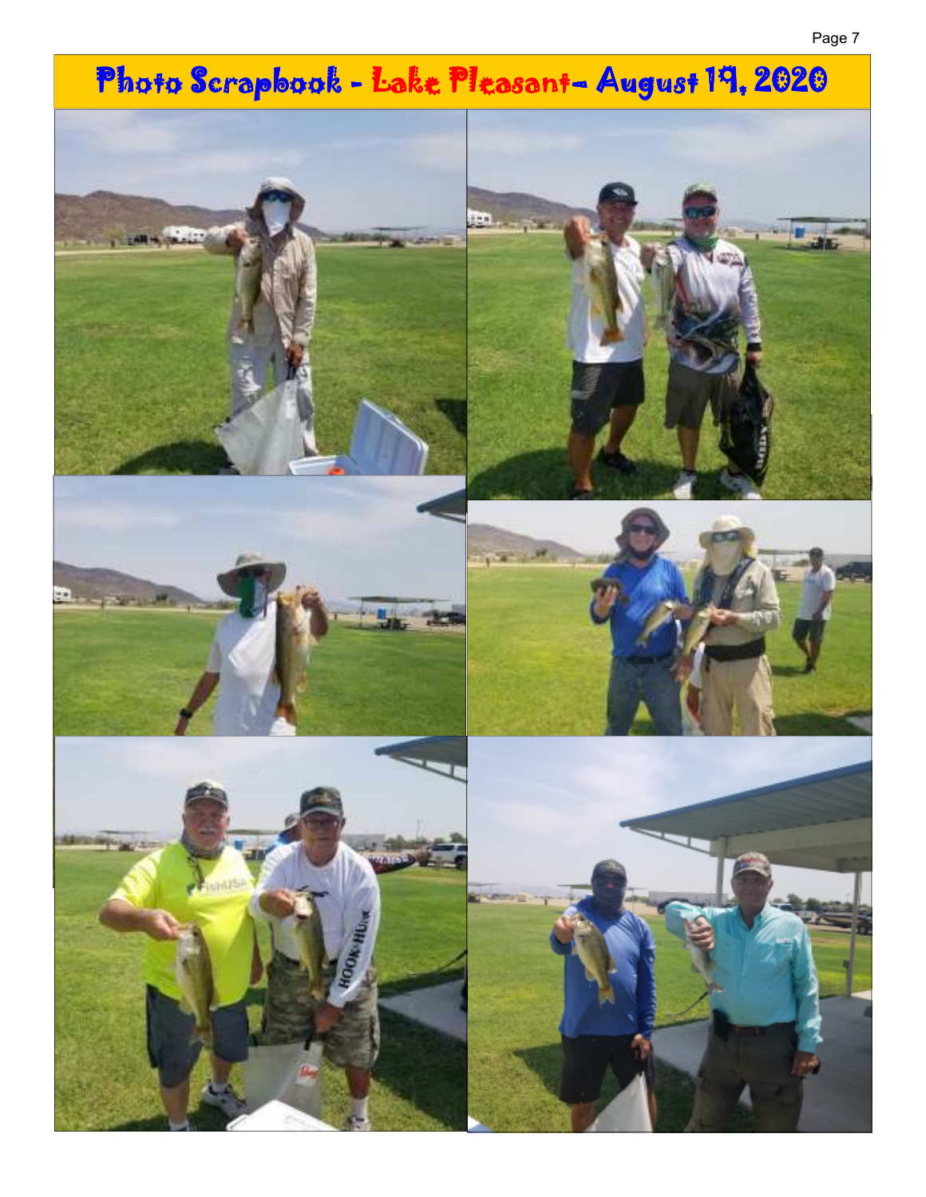# Photo Scrapbook - Lake Pleasant- August 19, 2020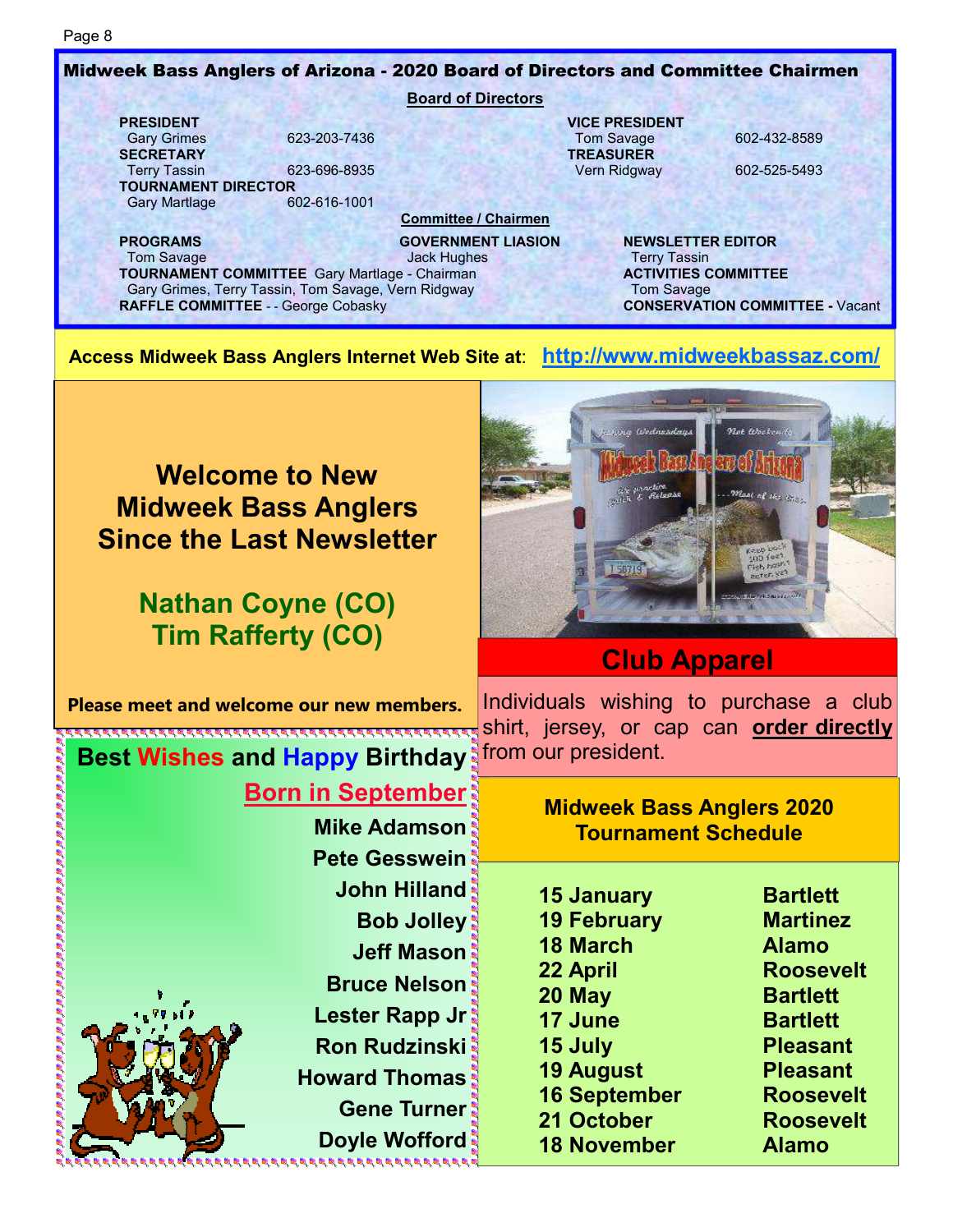## Midweek Bass Anglers of Arizona - 2020 Board of Directors and Committee Chairmen

### Board of Directors

**PRESIDENT**
Gary Grimes 623-203-7436

**VICE PRESIDENT**
Tom Savage 602-432-8589

**SECRETARY**
Terry Tassin 623-696-8935

**TREASURER**
Vern Ridgway 602-525-5493

**TOURNAMENT DIRECTOR**
Gary Martlage 602-616-1001

### Committee / Chairmen

**PROGRAMS**
Tom Savage

**GOVERNMENT LIASION**
Jack Hughes

**NEWSLETTER EDITOR**
Terry Tassin

**TOURNAMENT COMMITTEE** Gary Martlage - Chairman
Gary Grimes, Terry Tassin, Tom Savage, Vern Ridgway

**ACTIVITIES COMMITTEE**
Tom Savage

**RAFFLE COMMITTEE** - - George Cobasky

**CONSERVATION COMMITTEE** - Vacant

**Access Midweek Bass Anglers Internet Web Site at**: **http://www.midweekbassaz.com/**

## Welcome to New Midweek Bass Anglers Since the Last Newsletter

**Nathan Coyne (CO)**
**Tim Rafferty (CO)**

**Please meet and welcome our new members.**

## Club Apparel

Individuals wishing to purchase a club shirt, jersey, or cap can **order directly** from our president.

## Best Wishes and Happy Birthday

### Born in September

**Mike Adamson**
**Pete Gesswein**
**John Hilland**
**Bob Jolley**
**Jeff Mason**
**Bruce Nelson**
**Lester Rapp Jr**
**Ron Rudzinski**
**Howard Thomas**
**Gene Turner**
**Doyle Wofford**

## Midweek Bass Anglers 2020 Tournament Schedule

| | |
|---|---|
| 15 January | Bartlett |
| 19 February | Martinez |
| 18 March | Alamo |
| 22 April | Roosevelt |
| 20 May | Bartlett |
| 17 June | Bartlett |
| 15 July | Pleasant |
| 19 August | Pleasant |
| 16 September | Roosevelt |
| 21 October | Roosevelt |
| 18 November | Alamo |